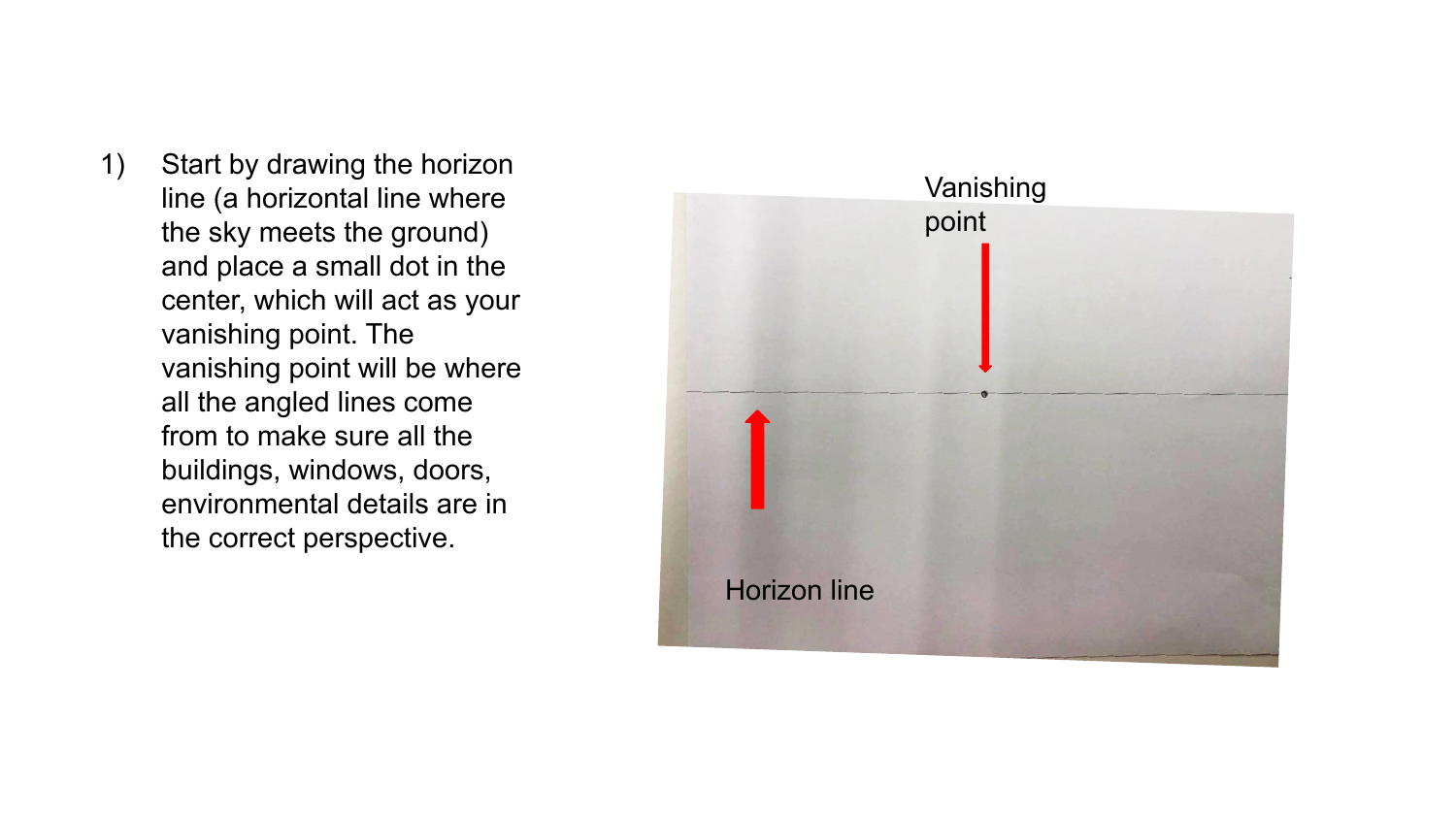1) Start by drawing the horizon line (a horizontal line where the sky meets the ground) and place a small dot in the center, which will act as your vanishing point. The vanishing point will be where all the angled lines come from to make sure all the buildings, windows, doors, environmental details are in the correct perspective.

Vanishing point

Horizon line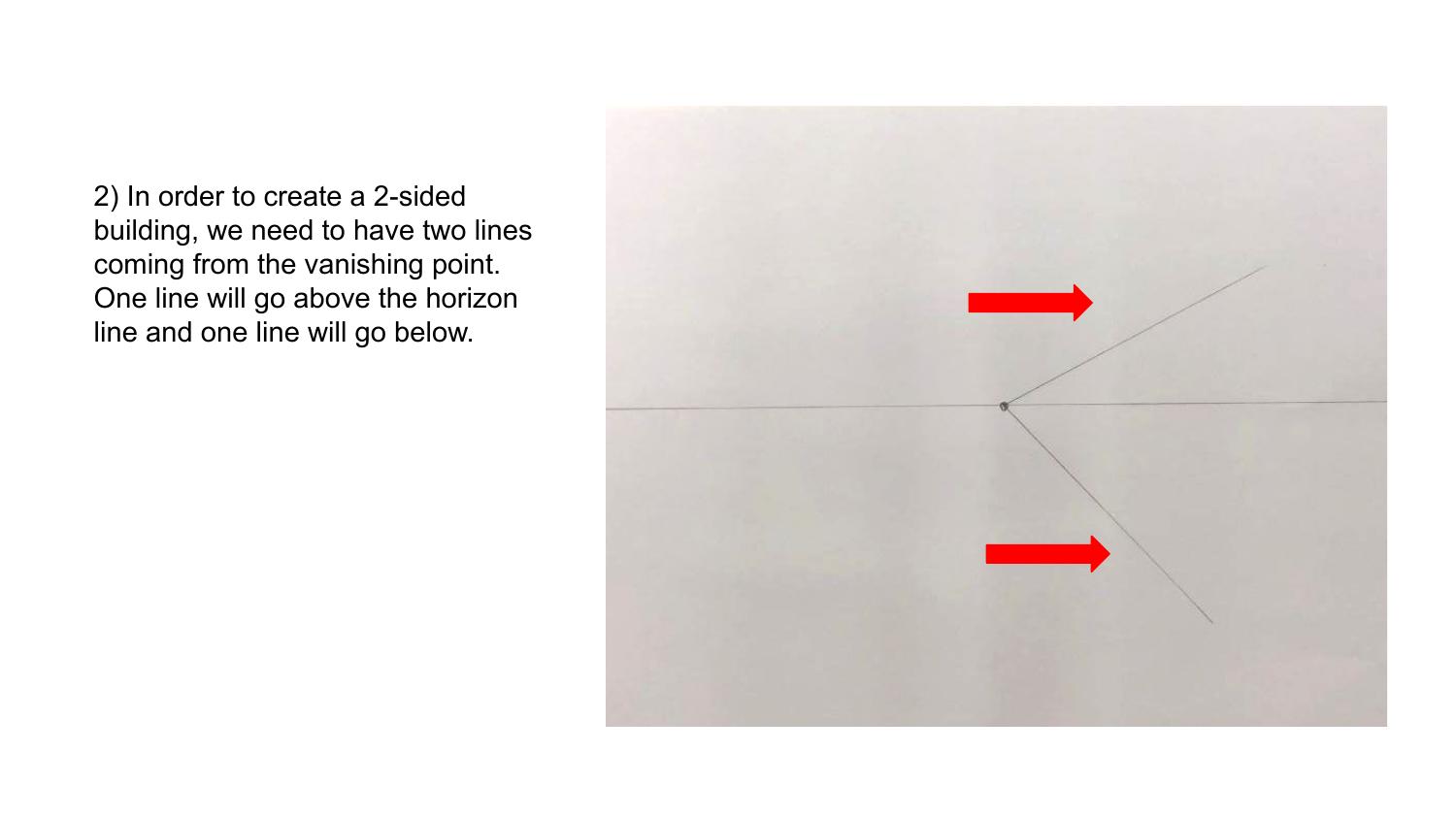2) In order to create a 2-sided building, we need to have two lines coming from the vanishing point. One line will go above the horizon line and one line will go below.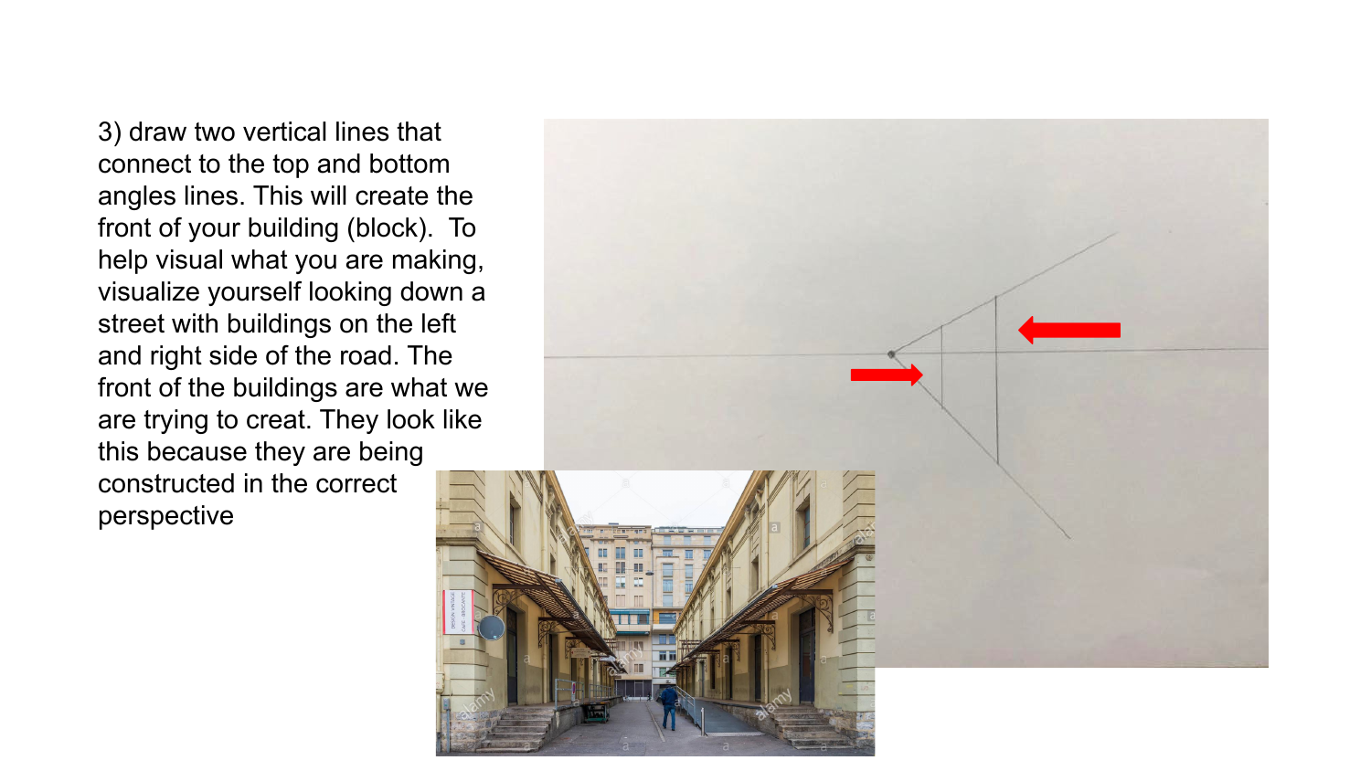3) draw two vertical lines that connect to the top and bottom angles lines. This will create the front of your building (block). To help visual what you are making, visualize yourself looking down a street with buildings on the left and right side of the road. The front of the buildings are what we are trying to creat. They look like this because they are being constructed in the correct perspective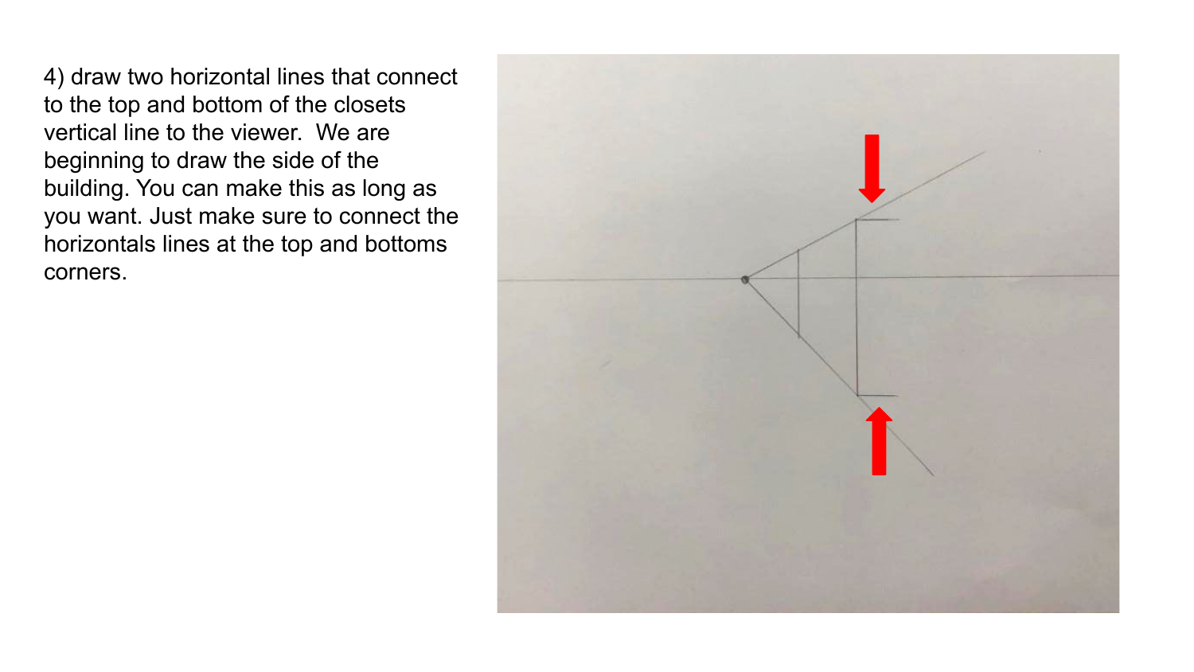4) draw two horizontal lines that connect to the top and bottom of the closets vertical line to the viewer. We are beginning to draw the side of the building. You can make this as long as you want. Just make sure to connect the horizontals lines at the top and bottoms corners.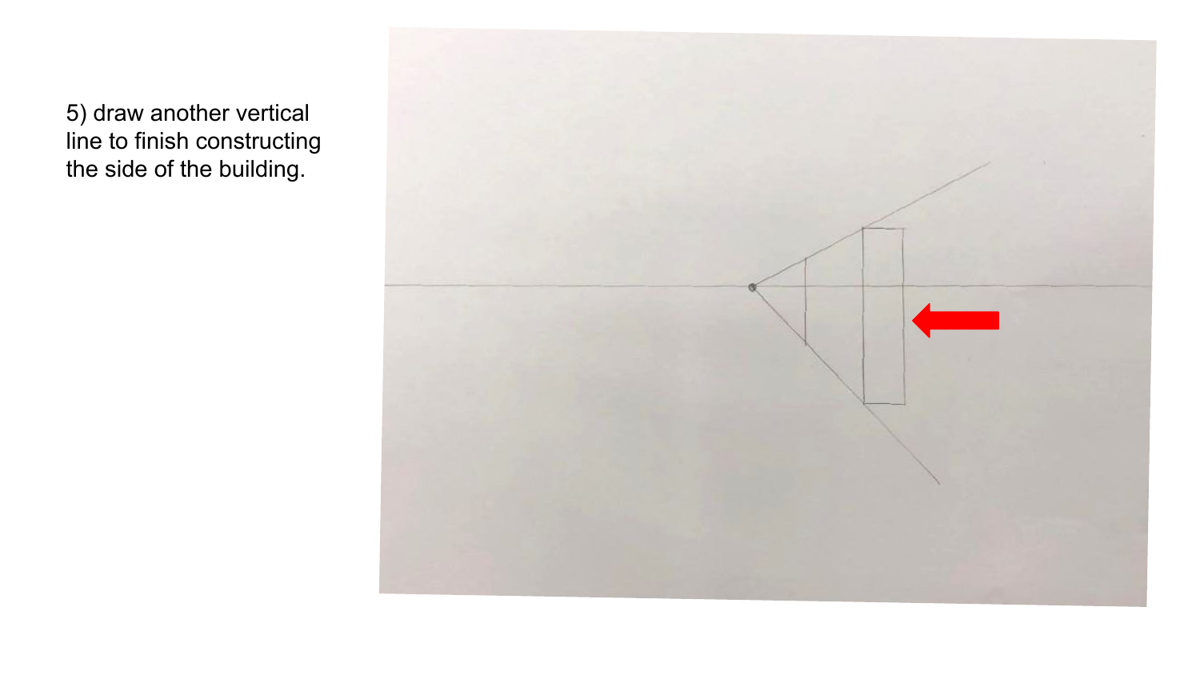5) draw another vertical line to finish constructing the side of the building.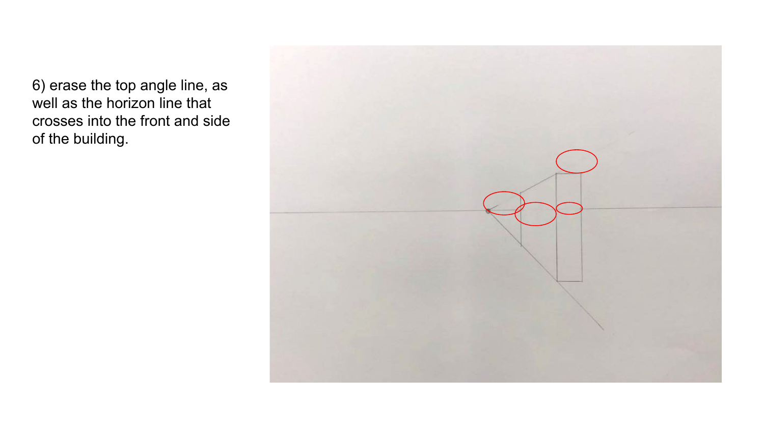6) erase the top angle line, as well as the horizon line that crosses into the front and side of the building.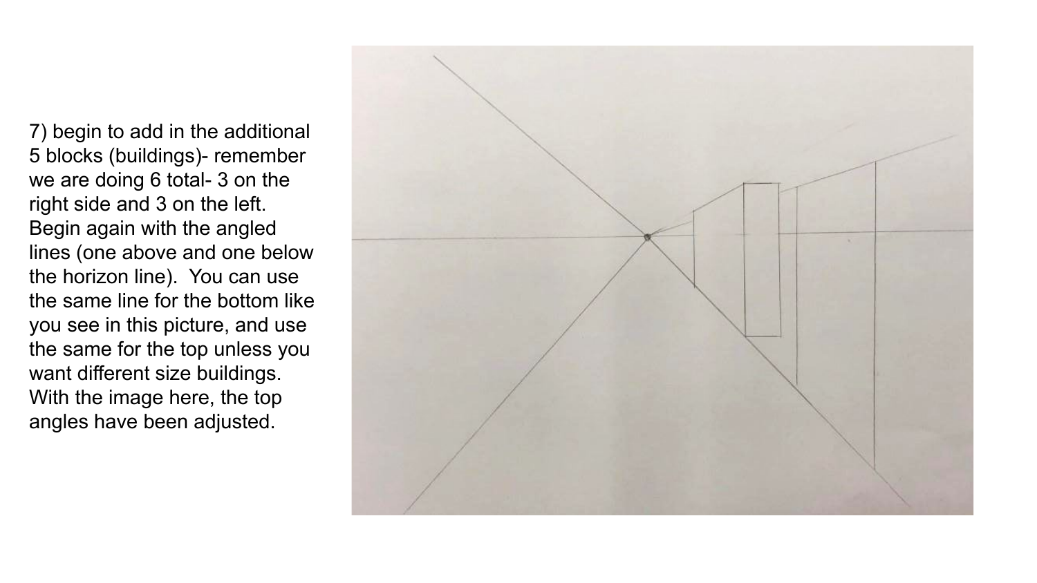7) begin to add in the additional 5 blocks (buildings)- remember we are doing 6 total- 3 on the right side and 3 on the left. Begin again with the angled lines (one above and one below the horizon line). You can use the same line for the bottom like you see in this picture, and use the same for the top unless you want different size buildings. With the image here, the top angles have been adjusted.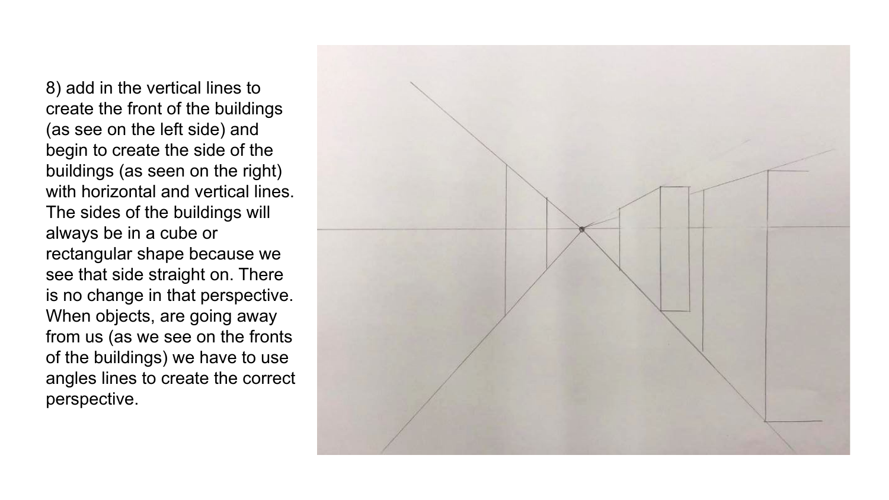8) add in the vertical lines to create the front of the buildings (as see on the left side) and begin to create the side of the buildings (as seen on the right) with horizontal and vertical lines. The sides of the buildings will always be in a cube or rectangular shape because we see that side straight on. There is no change in that perspective. When objects, are going away from us (as we see on the fronts of the buildings) we have to use angles lines to create the correct perspective.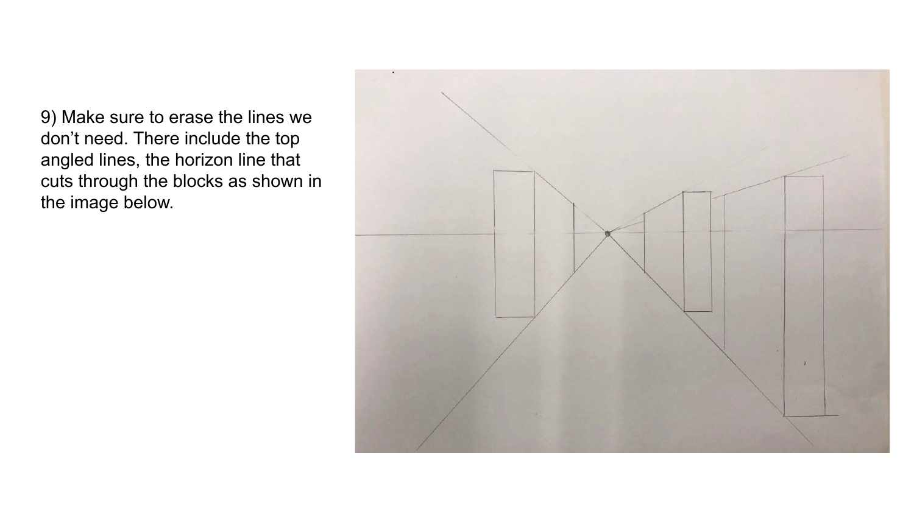9) Make sure to erase the lines we don't need. There include the top angled lines, the horizon line that cuts through the blocks as shown in the image below.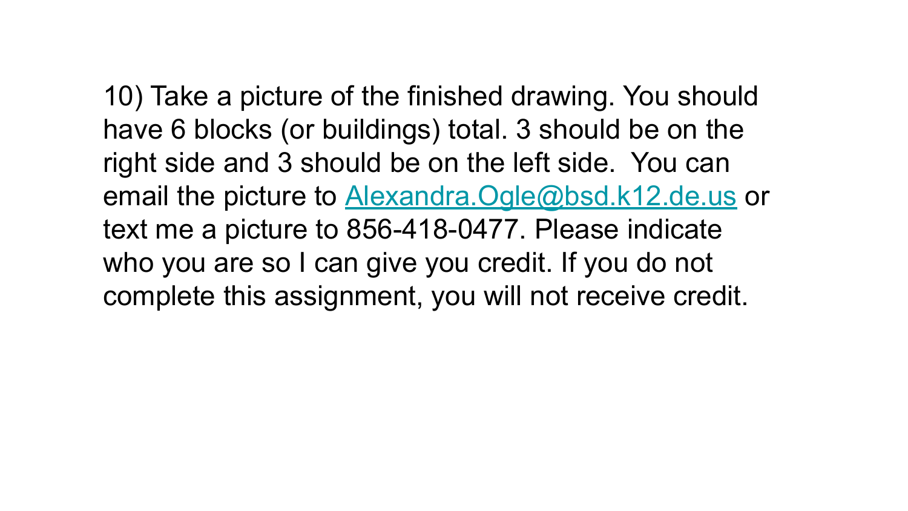10) Take a picture of the finished drawing. You should have 6 blocks (or buildings) total. 3 should be on the right side and 3 should be on the left side.  You can email the picture to [Alexandra.Ogle@bsd.k12.de.us](mailto:Alexandra.Ogle@bsd.k12.de.us) or text me a picture to 856-418-0477. Please indicate who you are so I can give you credit. If you do not complete this assignment, you will not receive credit.